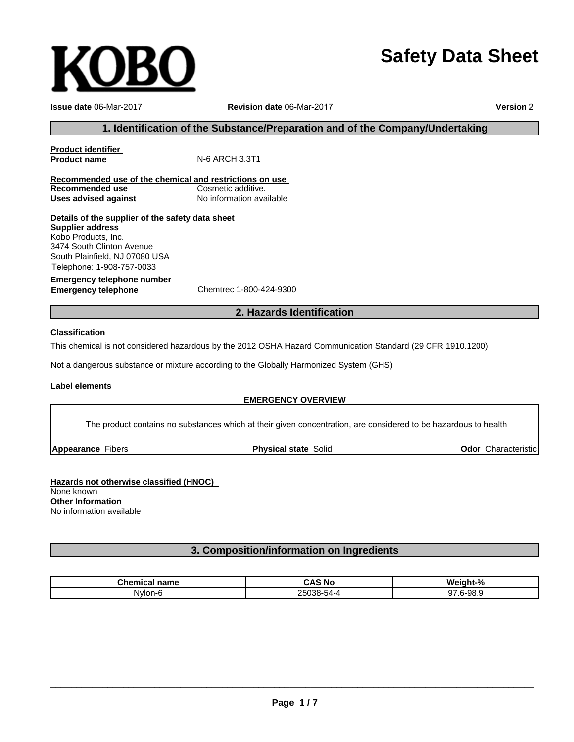KOBO

# Safety Data Sheet

**Issue date** 06-Mar-2017 **Revision date** 06-Mar-2017 **Version** 2

## 1. Identification of the Substance/Preparation and of the Company/Undertaking

**Product identifier**
**Product name** N-6 ARCH 3.3T1

**Recommended use of the chemical and restrictions on use**
**Recommended use** Cosmetic additive.
**Uses advised against** No information available

**Details of the supplier of the safety data sheet**
**Supplier address**
Kobo Products, Inc.
3474 South Clinton Avenue
South Plainfield, NJ 07080 USA
Telephone: 1-908-757-0033

**Emergency telephone number**
**Emergency telephone** Chemtrec 1-800-424-9300

## 2. Hazards Identification

**Classification**

This chemical is not considered hazardous by the 2012 OSHA Hazard Communication Standard (29 CFR 1910.1200)

Not a dangerous substance or mixture according to the Globally Harmonized System (GHS)

**Label elements**

**EMERGENCY OVERVIEW**

The product contains no substances which at their given concentration, are considered to be hazardous to health

**Appearance** Fibers **Physical state** Solid **Odor** Characteristic

**Hazards not otherwise classified (HNOC)**
None known
**Other Information**
No information available

## 3. Composition/information on Ingredients

| Chemical name | CAS No | Weight-% |
|---|---|---|
| Nylon-6 | 25038-54-4 | 97.6-98.9 |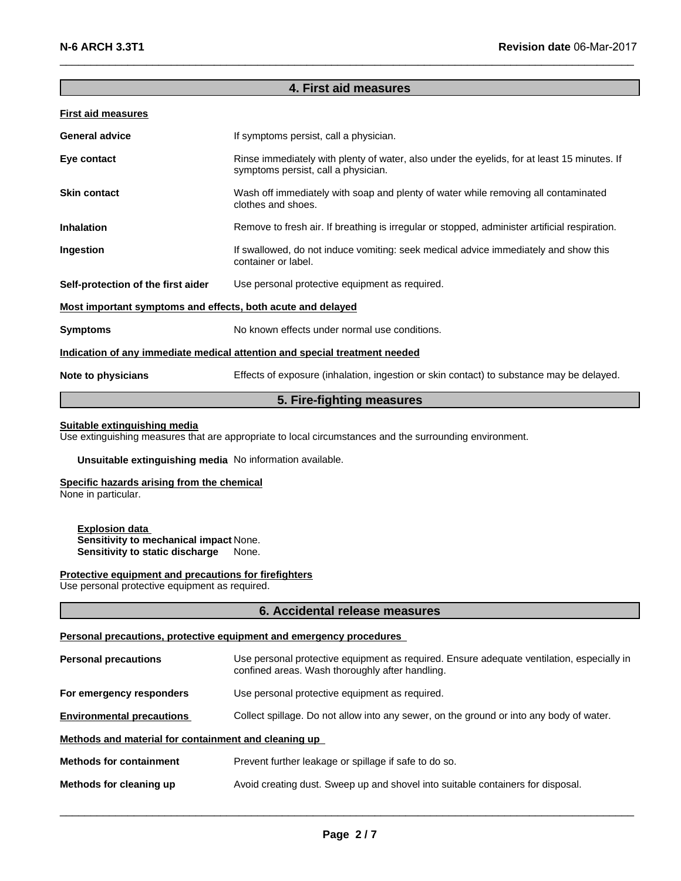## 4. First aid measures

### First aid measures

**General advice** If symptoms persist, call a physician.

**Eye contact** Rinse immediately with plenty of water, also under the eyelids, for at least 15 minutes. If symptoms persist, call a physician.

**Skin contact** Wash off immediately with soap and plenty of water while removing all contaminated clothes and shoes.

**Inhalation** Remove to fresh air. If breathing is irregular or stopped, administer artificial respiration.

**Ingestion** If swallowed, do not induce vomiting: seek medical advice immediately and show this container or label.

**Self-protection of the first aider** Use personal protective equipment as required.

### Most important symptoms and effects, both acute and delayed

**Symptoms** No known effects under normal use conditions.

### Indication of any immediate medical attention and special treatment needed

**Note to physicians** Effects of exposure (inhalation, ingestion or skin contact) to substance may be delayed.

## 5. Fire-fighting measures

### Suitable extinguishing media

Use extinguishing measures that are appropriate to local circumstances and the surrounding environment.

**Unsuitable extinguishing media** No information available.

### Specific hazards arising from the chemical

None in particular.

**Explosion data**
**Sensitivity to mechanical impact** None.
**Sensitivity to static discharge** None.

### Protective equipment and precautions for firefighters

Use personal protective equipment as required.

## 6. Accidental release measures

### Personal precautions, protective equipment and emergency procedures

**Personal precautions** Use personal protective equipment as required. Ensure adequate ventilation, especially in confined areas. Wash thoroughly after handling.

**For emergency responders** Use personal protective equipment as required.

**Environmental precautions** Collect spillage. Do not allow into any sewer, on the ground or into any body of water.

### Methods and material for containment and cleaning up

**Methods for containment** Prevent further leakage or spillage if safe to do so.

**Methods for cleaning up** Avoid creating dust. Sweep up and shovel into suitable containers for disposal.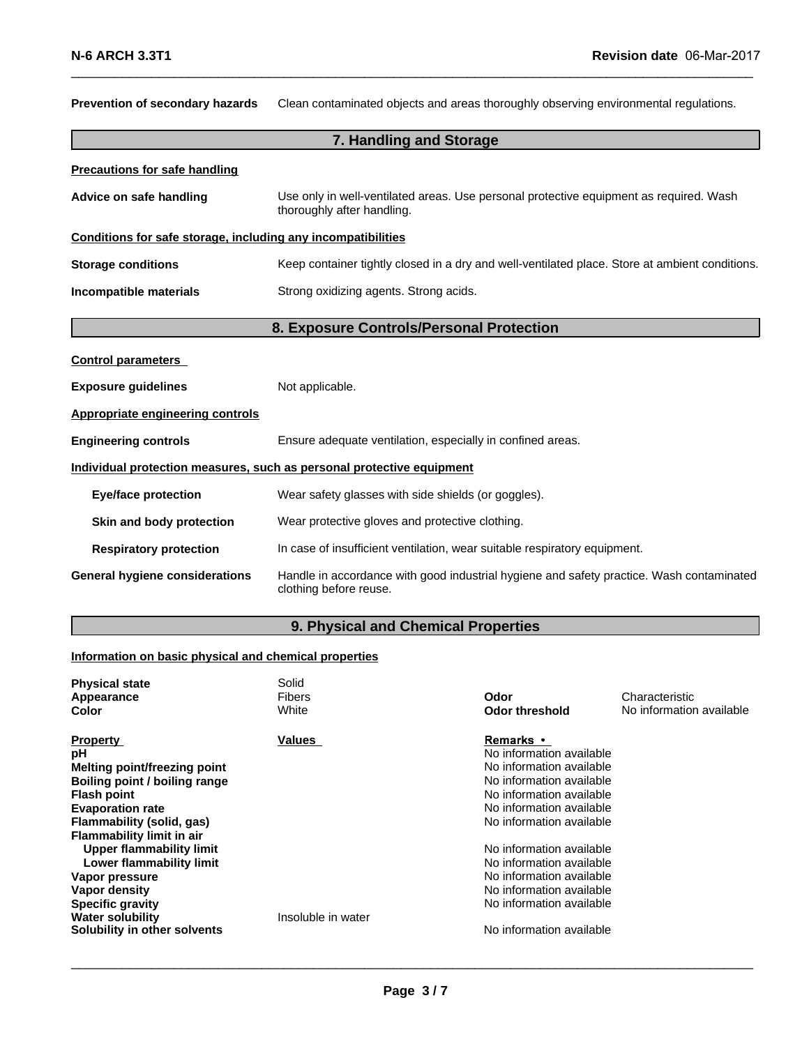**Prevention of secondary hazards** Clean contaminated objects and areas thoroughly observing environmental regulations.

## 7. Handling and Storage

**Precautions for safe handling**

**Advice on safe handling** Use only in well-ventilated areas. Use personal protective equipment as required. Wash thoroughly after handling.

**Conditions for safe storage, including any incompatibilities**

**Storage conditions** Keep container tightly closed in a dry and well-ventilated place. Store at ambient conditions.

**Incompatible materials** Strong oxidizing agents. Strong acids.

## 8. Exposure Controls/Personal Protection

**Control parameters**

**Exposure guidelines** Not applicable.

**Appropriate engineering controls**

**Engineering controls** Ensure adequate ventilation, especially in confined areas.

**Individual protection measures, such as personal protective equipment**

**Eye/face protection** Wear safety glasses with side shields (or goggles).

**Skin and body protection** Wear protective gloves and protective clothing.

**Respiratory protection** In case of insufficient ventilation, wear suitable respiratory equipment.

**General hygiene considerations** Handle in accordance with good industrial hygiene and safety practice. Wash contaminated clothing before reuse.

## 9. Physical and Chemical Properties

**Information on basic physical and chemical properties**

| | | | |
|---|---|---|---|
| **Physical state** | Solid | | |
| **Appearance** | Fibers | **Odor** | Characteristic |
| **Color** | White | **Odor threshold** | No information available |

| **Property** | **Values** | **Remarks •** |
|---|---|---|
| **pH** | | No information available |
| **Melting point/freezing point** | | No information available |
| **Boiling point / boiling range** | | No information available |
| **Flash point** | | No information available |
| **Evaporation rate** | | No information available |
| **Flammability (solid, gas)** | | No information available |
| **Flammability limit in air** | | |
| **Upper flammability limit** | | No information available |
| **Lower flammability limit** | | No information available |
| **Vapor pressure** | | No information available |
| **Vapor density** | | No information available |
| **Specific gravity** | | No information available |
| **Water solubility** | Insoluble in water | |
| **Solubility in other solvents** | | No information available |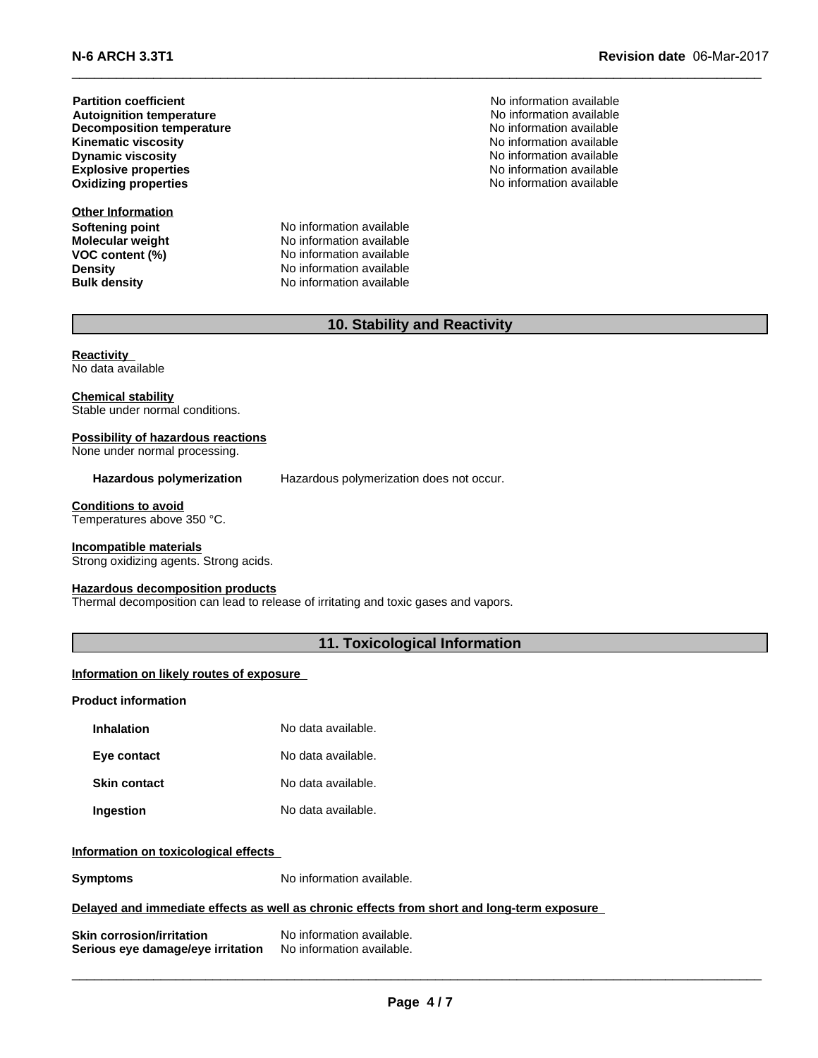| | |
|---|---|
| **Partition coefficient** | No information available |
| **Autoignition temperature** | No information available |
| **Decomposition temperature** | No information available |
| **Kinematic viscosity** | No information available |
| **Dynamic viscosity** | No information available |
| **Explosive properties** | No information available |
| **Oxidizing properties** | No information available |

**Other Information**

| | |
|---|---|
| **Softening point** | No information available |
| **Molecular weight** | No information available |
| **VOC content (%)** | No information available |
| **Density** | No information available |
| **Bulk density** | No information available |

## 10. Stability and Reactivity

**Reactivity**
No data available

**Chemical stability**
Stable under normal conditions.

**Possibility of hazardous reactions**
None under normal processing.

**Hazardous polymerization** Hazardous polymerization does not occur.

**Conditions to avoid**
Temperatures above 350 °C.

**Incompatible materials**
Strong oxidizing agents. Strong acids.

**Hazardous decomposition products**
Thermal decomposition can lead to release of irritating and toxic gases and vapors.

## 11. Toxicological Information

**Information on likely routes of exposure**

**Product information**

| | |
|---|---|
| **Inhalation** | No data available. |
| **Eye contact** | No data available. |
| **Skin contact** | No data available. |
| **Ingestion** | No data available. |

**Information on toxicological effects**

**Symptoms** No information available.

**Delayed and immediate effects as well as chronic effects from short and long-term exposure**

| | |
|---|---|
| **Skin corrosion/irritation** | No information available. |
| **Serious eye damage/eye irritation** | No information available. |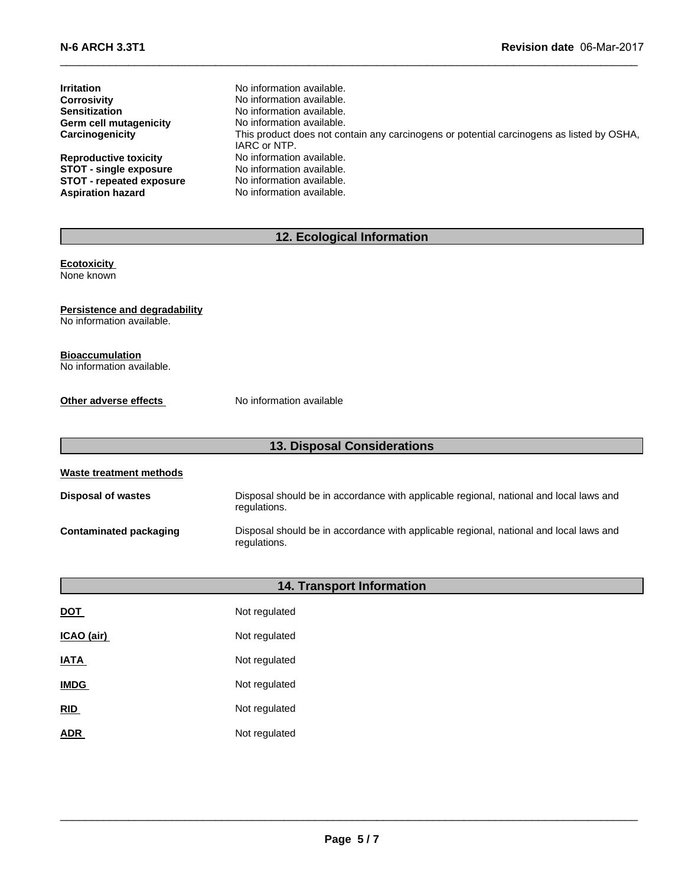| | |
|---|---|
| **Irritation** | No information available. |
| **Corrosivity** | No information available. |
| **Sensitization** | No information available. |
| **Germ cell mutagenicity** | No information available. |
| **Carcinogenicity** | This product does not contain any carcinogens or potential carcinogens as listed by OSHA, IARC or NTP. |
| **Reproductive toxicity** | No information available. |
| **STOT - single exposure** | No information available. |
| **STOT - repeated exposure** | No information available. |
| **Aspiration hazard** | No information available. |

## 12. Ecological Information

**Ecotoxicity**
None known

**Persistence and degradability**
No information available.

**Bioaccumulation**
No information available.

**Other adverse effects** No information available

## 13. Disposal Considerations

**Waste treatment methods**

| | |
|---|---|
| **Disposal of wastes** | Disposal should be in accordance with applicable regional, national and local laws and regulations. |
| **Contaminated packaging** | Disposal should be in accordance with applicable regional, national and local laws and regulations. |

## 14. Transport Information

| | |
|---|---|
| **DOT** | Not regulated |
| **ICAO (air)** | Not regulated |
| **IATA** | Not regulated |
| **IMDG** | Not regulated |
| **RID** | Not regulated |
| **ADR** | Not regulated |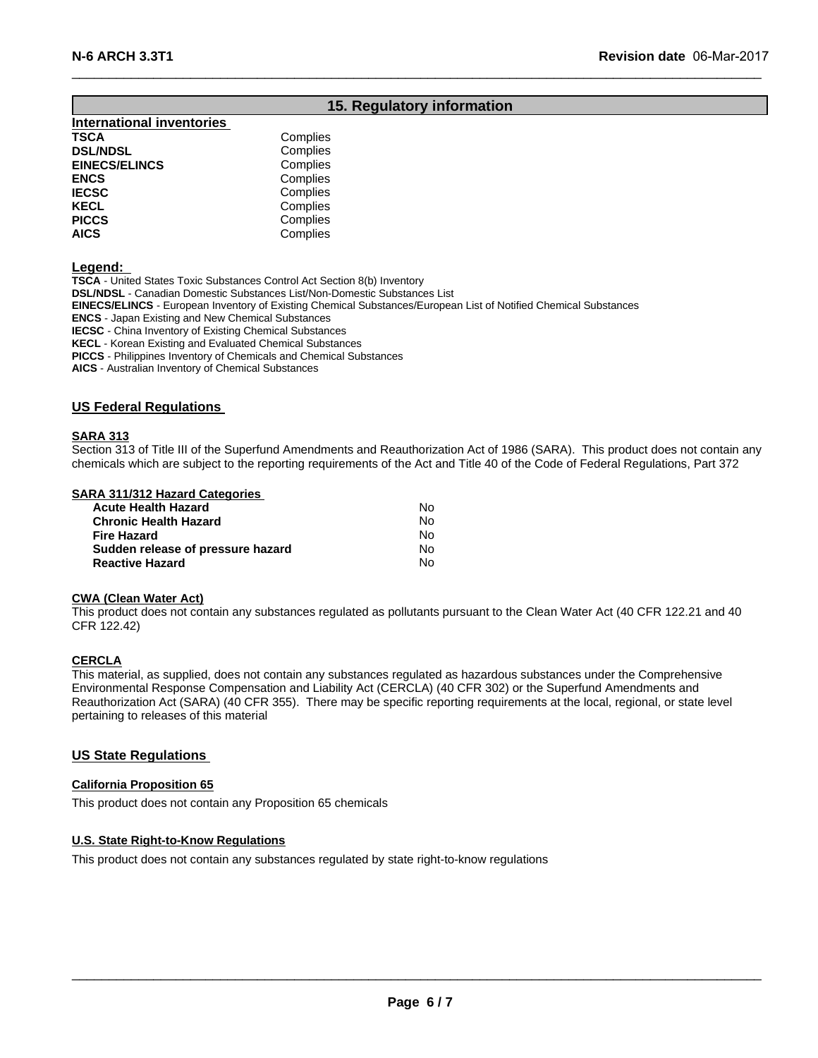## 15. Regulatory information

**International inventories**

| | |
|---|---|
| **TSCA** | Complies |
| **DSL/NDSL** | Complies |
| **EINECS/ELINCS** | Complies |
| **ENCS** | Complies |
| **IECSC** | Complies |
| **KECL** | Complies |
| **PICCS** | Complies |
| **AICS** | Complies |

**Legend:**

**TSCA** - United States Toxic Substances Control Act Section 8(b) Inventory
**DSL/NDSL** - Canadian Domestic Substances List/Non-Domestic Substances List
**EINECS/ELINCS** - European Inventory of Existing Chemical Substances/European List of Notified Chemical Substances
**ENCS** - Japan Existing and New Chemical Substances
**IECSC** - China Inventory of Existing Chemical Substances
**KECL** - Korean Existing and Evaluated Chemical Substances
**PICCS** - Philippines Inventory of Chemicals and Chemical Substances
**AICS** - Australian Inventory of Chemical Substances

### US Federal Regulations

**SARA 313**

Section 313 of Title III of the Superfund Amendments and Reauthorization Act of 1986 (SARA). This product does not contain any chemicals which are subject to the reporting requirements of the Act and Title 40 of the Code of Federal Regulations, Part 372

**SARA 311/312 Hazard Categories**

| | |
|---|---|
| **Acute Health Hazard** | No |
| **Chronic Health Hazard** | No |
| **Fire Hazard** | No |
| **Sudden release of pressure hazard** | No |
| **Reactive Hazard** | No |

**CWA (Clean Water Act)**

This product does not contain any substances regulated as pollutants pursuant to the Clean Water Act (40 CFR 122.21 and 40 CFR 122.42)

**CERCLA**

This material, as supplied, does not contain any substances regulated as hazardous substances under the Comprehensive Environmental Response Compensation and Liability Act (CERCLA) (40 CFR 302) or the Superfund Amendments and Reauthorization Act (SARA) (40 CFR 355). There may be specific reporting requirements at the local, regional, or state level pertaining to releases of this material

### US State Regulations

**California Proposition 65**

This product does not contain any Proposition 65 chemicals

**U.S. State Right-to-Know Regulations**

This product does not contain any substances regulated by state right-to-know regulations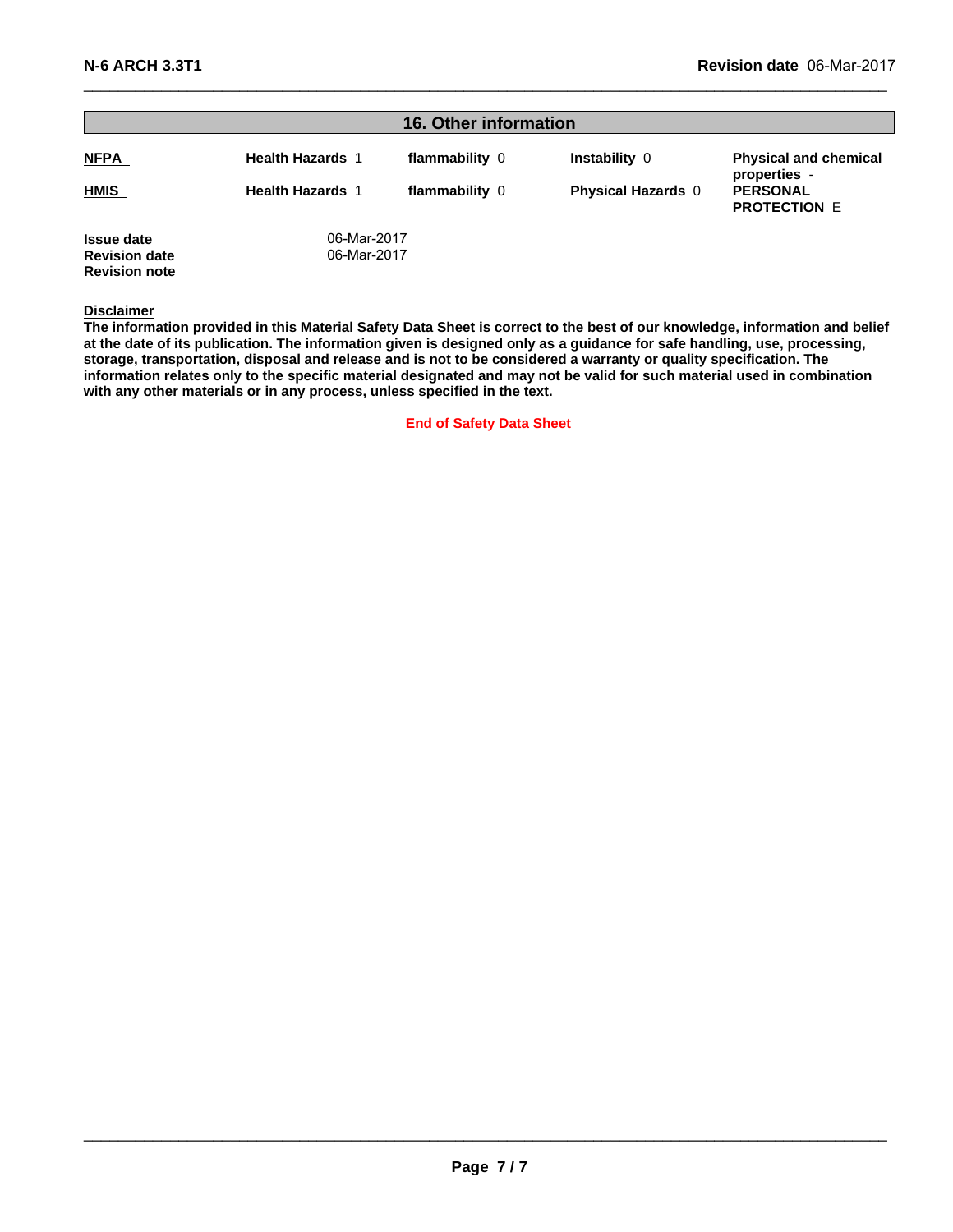## 16. Other information

| | | | | |
|---|---|---|---|---|
| **NFPA** | **Health Hazards** 1 | **flammability** 0 | **Instability** 0 | **Physical and chemical properties** - |
| **HMIS** | **Health Hazards** 1 | **flammability** 0 | **Physical Hazards** 0 | **PERSONAL PROTECTION** E |

| | |
|---|---|
| **Issue date** | 06-Mar-2017 |
| **Revision date** | 06-Mar-2017 |
| **Revision note** | |

**Disclaimer**

**The information provided in this Material Safety Data Sheet is correct to the best of our knowledge, information and belief at the date of its publication. The information given is designed only as a guidance for safe handling, use, processing, storage, transportation, disposal and release and is not to be considered a warranty or quality specification. The information relates only to the specific material designated and may not be valid for such material used in combination with any other materials or in any process, unless specified in the text.**

**End of Safety Data Sheet**